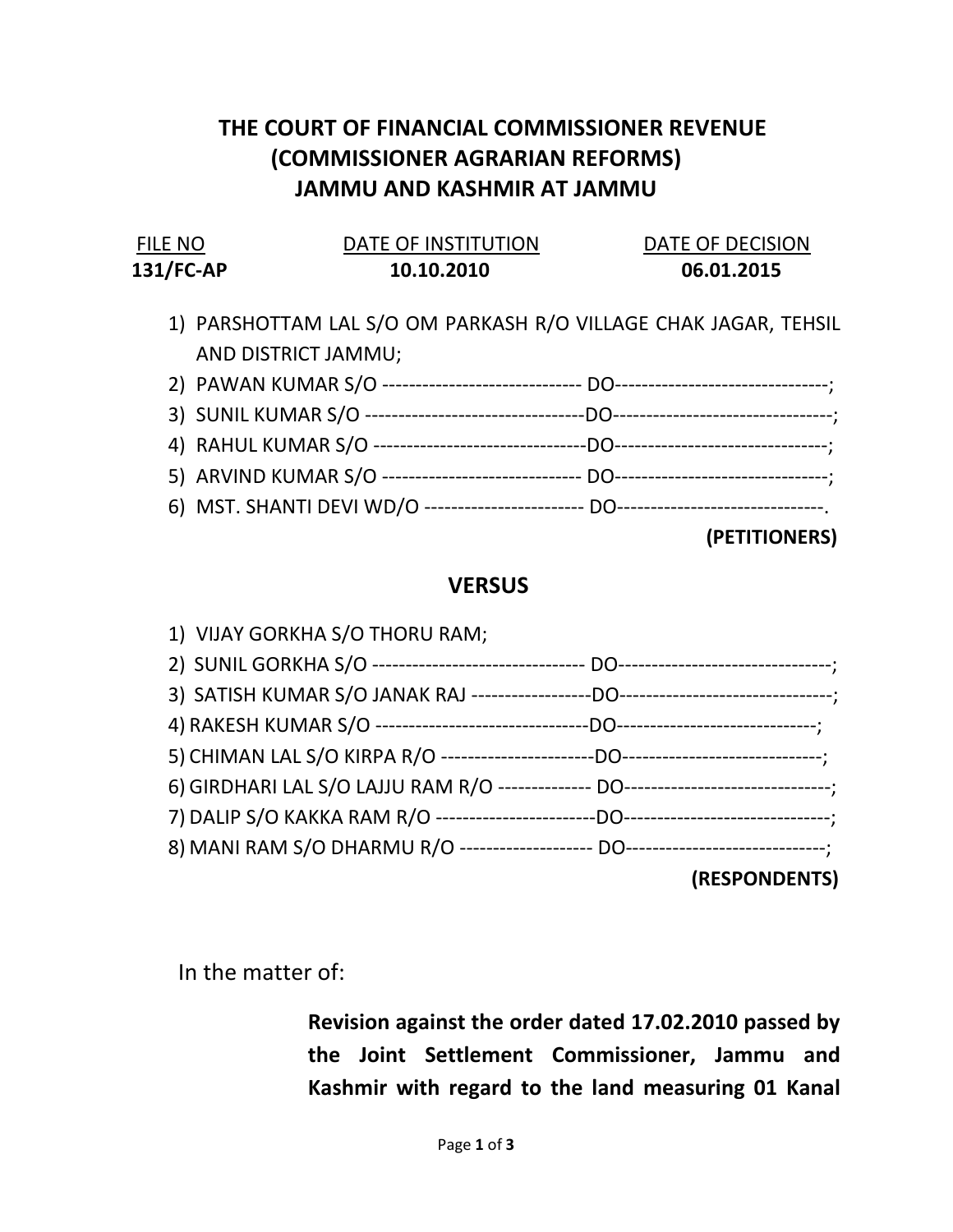# THE COURT OF FINANCIAL COMMISSIONER REVENUE (COMMISSIONER AGRARIAN REFORMS) JAMMU AND KASHMIR AT JAMMU

| FILE NO | DATE OF INSTITUTION | DATE OF DECISION |
|---|---|---|
| **131/FC-AP** | **10.10.2010** | **06.01.2015** |

1) PARSHOTTAM LAL S/O OM PARKASH R/O VILLAGE CHAK JAGAR, TEHSIL AND DISTRICT JAMMU;
2) PAWAN KUMAR S/O ----------------------------- DO-------------------------------;
3) SUNIL KUMAR S/O --------------------------------DO--------------------------------;
4) RAHUL KUMAR S/O -------------------------------DO-------------------------------;
5) ARVIND KUMAR S/O ----------------------------- DO-------------------------------;
6) MST. SHANTI DEVI WD/O ----------------------- DO------------------------------.

**(PETITIONERS)**

## VERSUS

1) VIJAY GORKHA S/O THORU RAM;
2) SUNIL GORKHA S/O ------------------------------- DO-------------------------------;
3) SATISH KUMAR S/O JANAK RAJ -----------------DO-------------------------------;
4) RAKESH KUMAR S/O -------------------------------DO-----------------------------;
5) CHIMAN LAL S/O KIRPA R/O ----------------------DO-----------------------------;
6) GIRDHARI LAL S/O LAJJU RAM R/O ------------- DO------------------------------;
7) DALIP S/O KAKKA RAM R/O -----------------------DO------------------------------;
8) MANI RAM S/O DHARMU R/O ------------------- DO-----------------------------;

**(RESPONDENTS)**

In the matter of:

**Revision against the order dated 17.02.2010 passed by the Joint Settlement Commissioner, Jammu and Kashmir with regard to the land measuring 01 Kanal**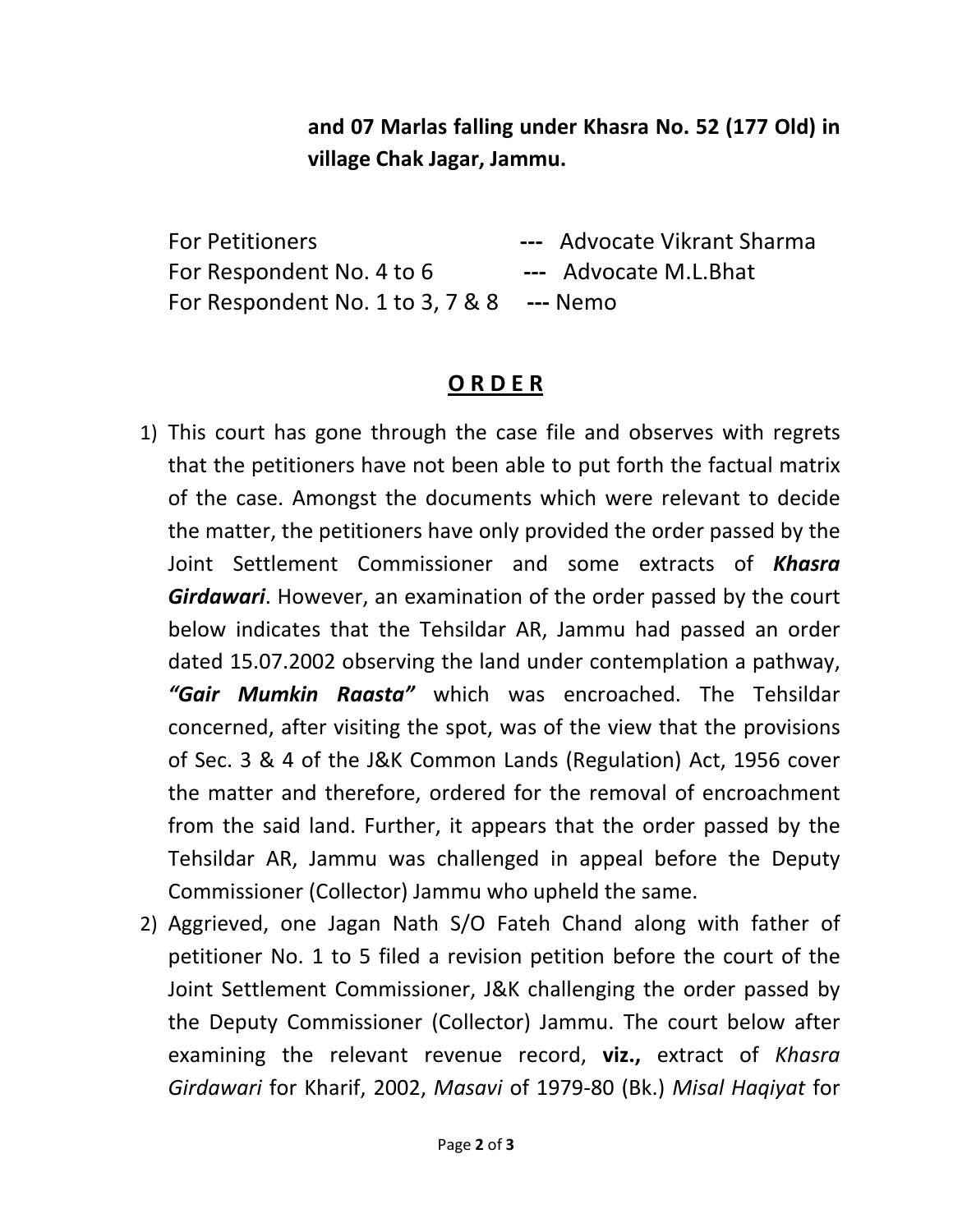**and 07 Marlas falling under Khasra No. 52 (177 Old) in village Chak Jagar, Jammu.**

For Petitioners --- Advocate Vikrant Sharma
For Respondent No. 4 to 6 --- Advocate M.L.Bhat
For Respondent No. 1 to 3, 7 & 8 --- Nemo

## O R D E R

1) This court has gone through the case file and observes with regrets that the petitioners have not been able to put forth the factual matrix of the case. Amongst the documents which were relevant to decide the matter, the petitioners have only provided the order passed by the Joint Settlement Commissioner and some extracts of ***Khasra Girdawari***. However, an examination of the order passed by the court below indicates that the Tehsildar AR, Jammu had passed an order dated 15.07.2002 observing the land under contemplation a pathway, ***"Gair Mumkin Raasta"*** which was encroached. The Tehsildar concerned, after visiting the spot, was of the view that the provisions of Sec. 3 & 4 of the J&K Common Lands (Regulation) Act, 1956 cover the matter and therefore, ordered for the removal of encroachment from the said land. Further, it appears that the order passed by the Tehsildar AR, Jammu was challenged in appeal before the Deputy Commissioner (Collector) Jammu who upheld the same.

2) Aggrieved, one Jagan Nath S/O Fateh Chand along with father of petitioner No. 1 to 5 filed a revision petition before the court of the Joint Settlement Commissioner, J&K challenging the order passed by the Deputy Commissioner (Collector) Jammu. The court below after examining the relevant revenue record, **viz.,** extract of *Khasra Girdawari* for Kharif, 2002, *Masavi* of 1979-80 (Bk.) *Misal Haqiyat* for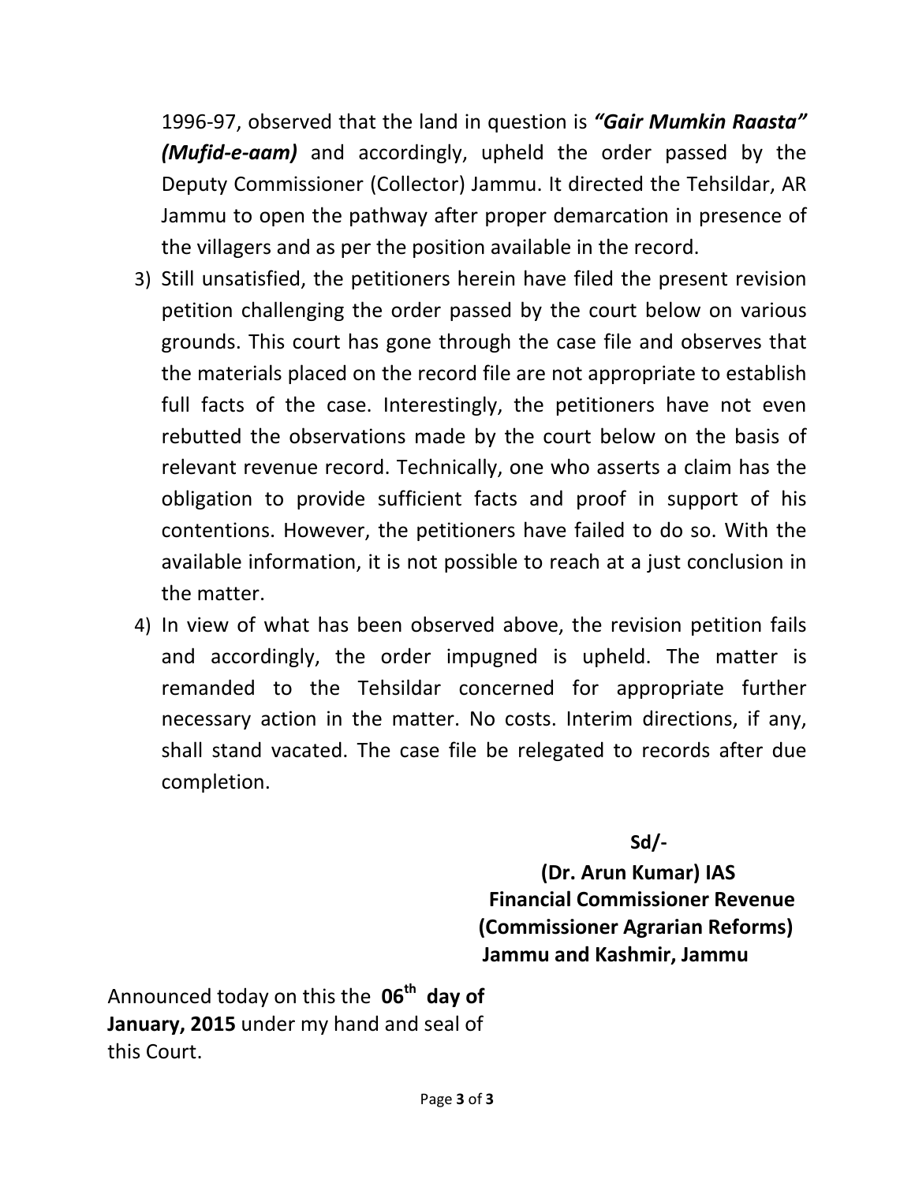1996-97, observed that the land in question is ***"Gair Mumkin Raasta" (Mufid-e-aam)*** and accordingly, upheld the order passed by the Deputy Commissioner (Collector) Jammu. It directed the Tehsildar, AR Jammu to open the pathway after proper demarcation in presence of the villagers and as per the position available in the record.

3) Still unsatisfied, the petitioners herein have filed the present revision petition challenging the order passed by the court below on various grounds. This court has gone through the case file and observes that the materials placed on the record file are not appropriate to establish full facts of the case. Interestingly, the petitioners have not even rebutted the observations made by the court below on the basis of relevant revenue record. Technically, one who asserts a claim has the obligation to provide sufficient facts and proof in support of his contentions. However, the petitioners have failed to do so. With the available information, it is not possible to reach at a just conclusion in the matter.

4) In view of what has been observed above, the revision petition fails and accordingly, the order impugned is upheld. The matter is remanded to the Tehsildar concerned for appropriate further necessary action in the matter. No costs. Interim directions, if any, shall stand vacated. The case file be relegated to records after due completion.

**Sd/-**

**(Dr. Arun Kumar) IAS**
**Financial Commissioner Revenue**
**(Commissioner Agrarian Reforms)**
**Jammu and Kashmir, Jammu**

Announced today on this the **06th day of January, 2015** under my hand and seal of this Court.